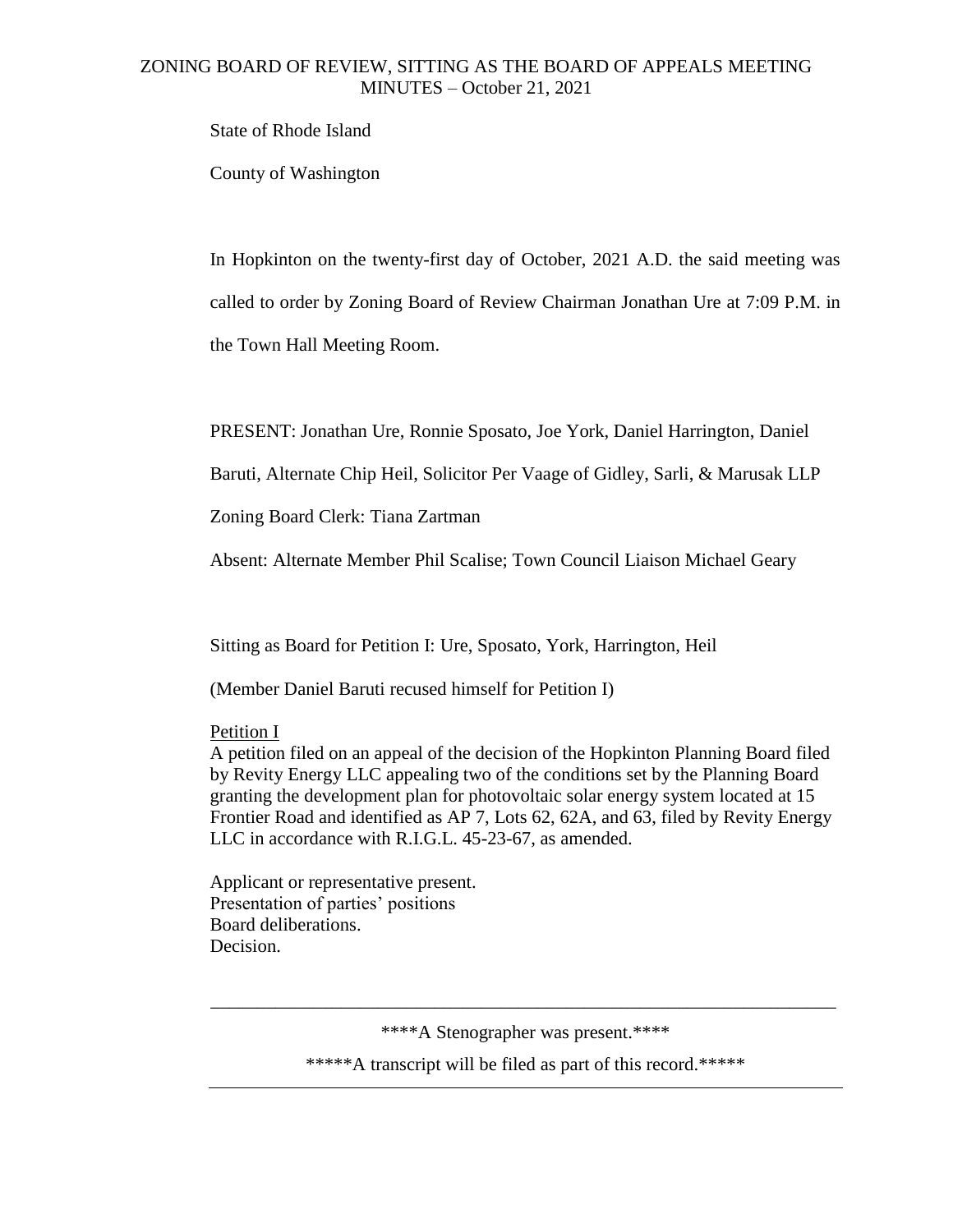# ZONING BOARD OF REVIEW, SITTING AS THE BOARD OF APPEALS MEETING MINUTES – October 21, 2021

State of Rhode Island

County of Washington

In Hopkinton on the twenty-first day of October, 2021 A.D. the said meeting was called to order by Zoning Board of Review Chairman Jonathan Ure at 7:09 P.M. in the Town Hall Meeting Room.

PRESENT: Jonathan Ure, Ronnie Sposato, Joe York, Daniel Harrington, Daniel Baruti, Alternate Chip Heil, Solicitor Per Vaage of Gidley, Sarli, & Marusak LLP

Zoning Board Clerk: Tiana Zartman

Absent: Alternate Member Phil Scalise; Town Council Liaison Michael Geary

Sitting as Board for Petition I: Ure, Sposato, York, Harrington, Heil

(Member Daniel Baruti recused himself for Petition I)

Petition I

A petition filed on an appeal of the decision of the Hopkinton Planning Board filed by Revity Energy LLC appealing two of the conditions set by the Planning Board granting the development plan for photovoltaic solar energy system located at 15 Frontier Road and identified as AP 7, Lots 62, 62A, and 63, filed by Revity Energy LLC in accordance with R.I.G.L. 45-23-67, as amended.

Applicant or representative present.
Presentation of parties' positions
Board deliberations.
Decision.

---

****A Stenographer was present.****

*****A transcript will be filed as part of this record.*****

---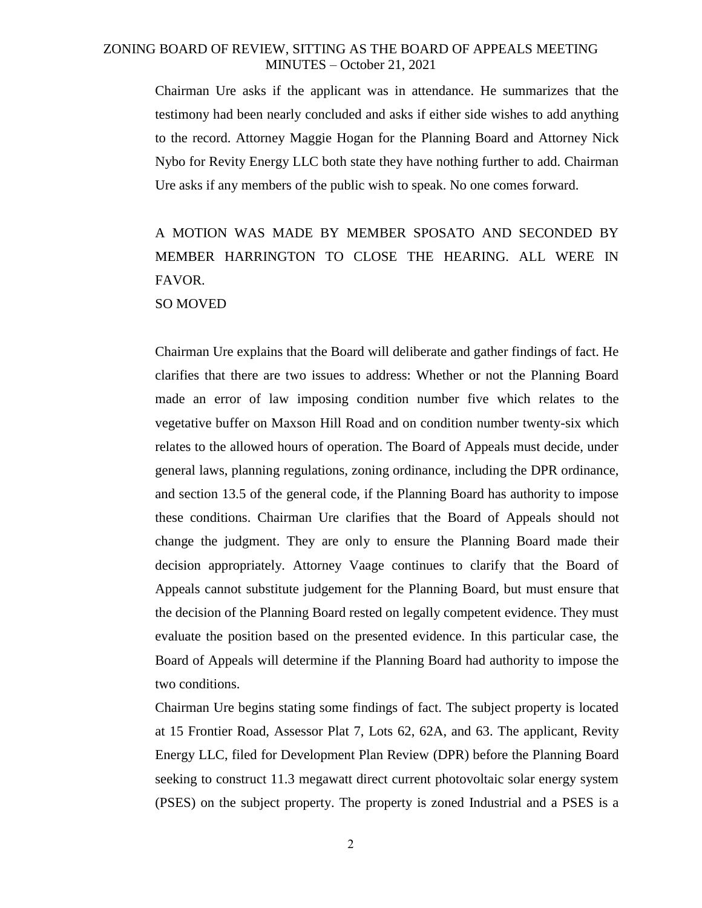Chairman Ure asks if the applicant was in attendance. He summarizes that the testimony had been nearly concluded and asks if either side wishes to add anything to the record. Attorney Maggie Hogan for the Planning Board and Attorney Nick Nybo for Revity Energy LLC both state they have nothing further to add. Chairman Ure asks if any members of the public wish to speak. No one comes forward.

A MOTION WAS MADE BY MEMBER SPOSATO AND SECONDED BY MEMBER HARRINGTON TO CLOSE THE HEARING. ALL WERE IN FAVOR.
SO MOVED

Chairman Ure explains that the Board will deliberate and gather findings of fact. He clarifies that there are two issues to address: Whether or not the Planning Board made an error of law imposing condition number five which relates to the vegetative buffer on Maxson Hill Road and on condition number twenty-six which relates to the allowed hours of operation. The Board of Appeals must decide, under general laws, planning regulations, zoning ordinance, including the DPR ordinance, and section 13.5 of the general code, if the Planning Board has authority to impose these conditions. Chairman Ure clarifies that the Board of Appeals should not change the judgment. They are only to ensure the Planning Board made their decision appropriately. Attorney Vaage continues to clarify that the Board of Appeals cannot substitute judgement for the Planning Board, but must ensure that the decision of the Planning Board rested on legally competent evidence. They must evaluate the position based on the presented evidence. In this particular case, the Board of Appeals will determine if the Planning Board had authority to impose the two conditions.

Chairman Ure begins stating some findings of fact. The subject property is located at 15 Frontier Road, Assessor Plat 7, Lots 62, 62A, and 63. The applicant, Revity Energy LLC, filed for Development Plan Review (DPR) before the Planning Board seeking to construct 11.3 megawatt direct current photovoltaic solar energy system (PSES) on the subject property. The property is zoned Industrial and a PSES is a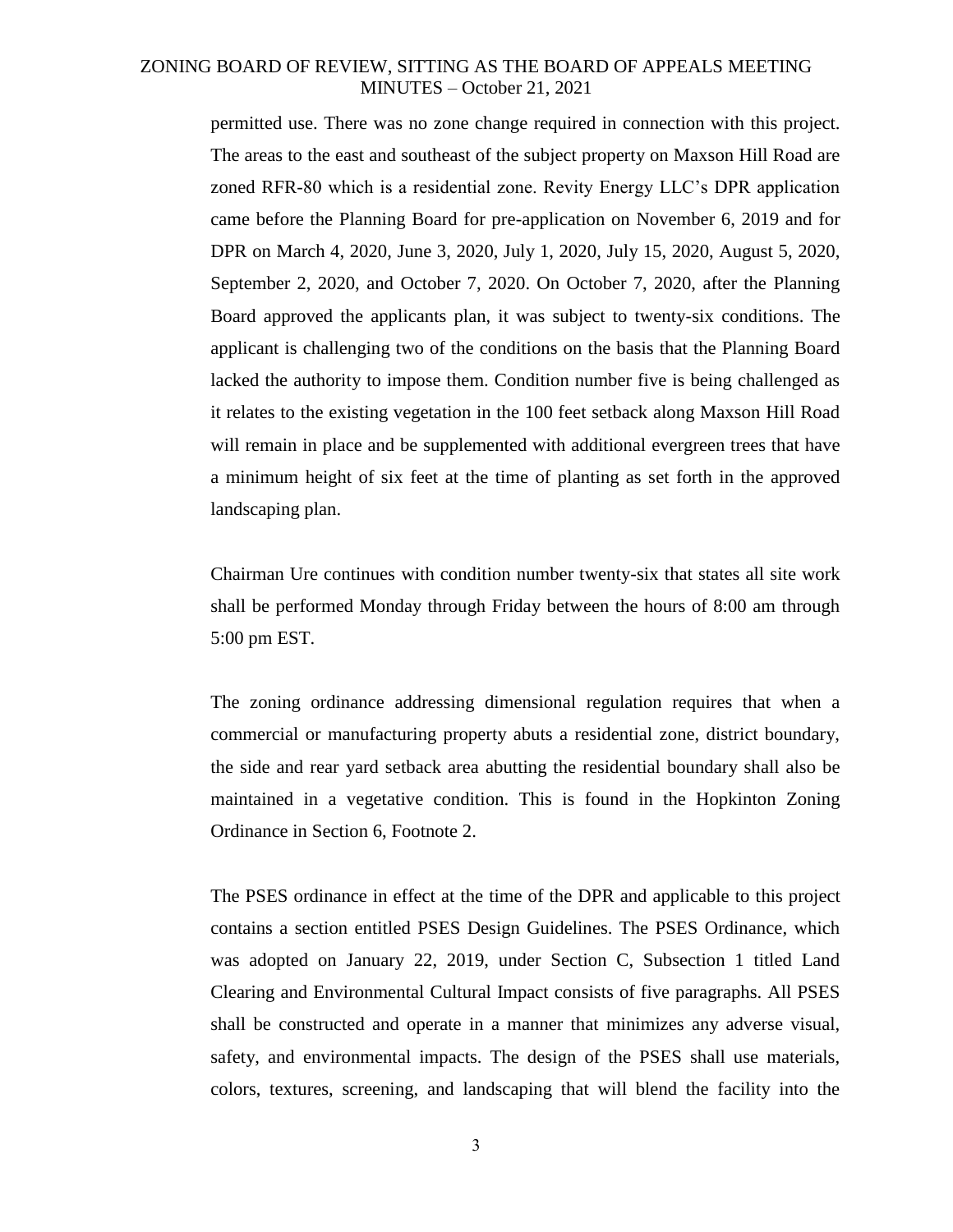permitted use. There was no zone change required in connection with this project. The areas to the east and southeast of the subject property on Maxson Hill Road are zoned RFR-80 which is a residential zone. Revity Energy LLC's DPR application came before the Planning Board for pre-application on November 6, 2019 and for DPR on March 4, 2020, June 3, 2020, July 1, 2020, July 15, 2020, August 5, 2020, September 2, 2020, and October 7, 2020. On October 7, 2020, after the Planning Board approved the applicants plan, it was subject to twenty-six conditions. The applicant is challenging two of the conditions on the basis that the Planning Board lacked the authority to impose them. Condition number five is being challenged as it relates to the existing vegetation in the 100 feet setback along Maxson Hill Road will remain in place and be supplemented with additional evergreen trees that have a minimum height of six feet at the time of planting as set forth in the approved landscaping plan.

Chairman Ure continues with condition number twenty-six that states all site work shall be performed Monday through Friday between the hours of 8:00 am through 5:00 pm EST.

The zoning ordinance addressing dimensional regulation requires that when a commercial or manufacturing property abuts a residential zone, district boundary, the side and rear yard setback area abutting the residential boundary shall also be maintained in a vegetative condition. This is found in the Hopkinton Zoning Ordinance in Section 6, Footnote 2.

The PSES ordinance in effect at the time of the DPR and applicable to this project contains a section entitled PSES Design Guidelines. The PSES Ordinance, which was adopted on January 22, 2019, under Section C, Subsection 1 titled Land Clearing and Environmental Cultural Impact consists of five paragraphs. All PSES shall be constructed and operate in a manner that minimizes any adverse visual, safety, and environmental impacts. The design of the PSES shall use materials, colors, textures, screening, and landscaping that will blend the facility into the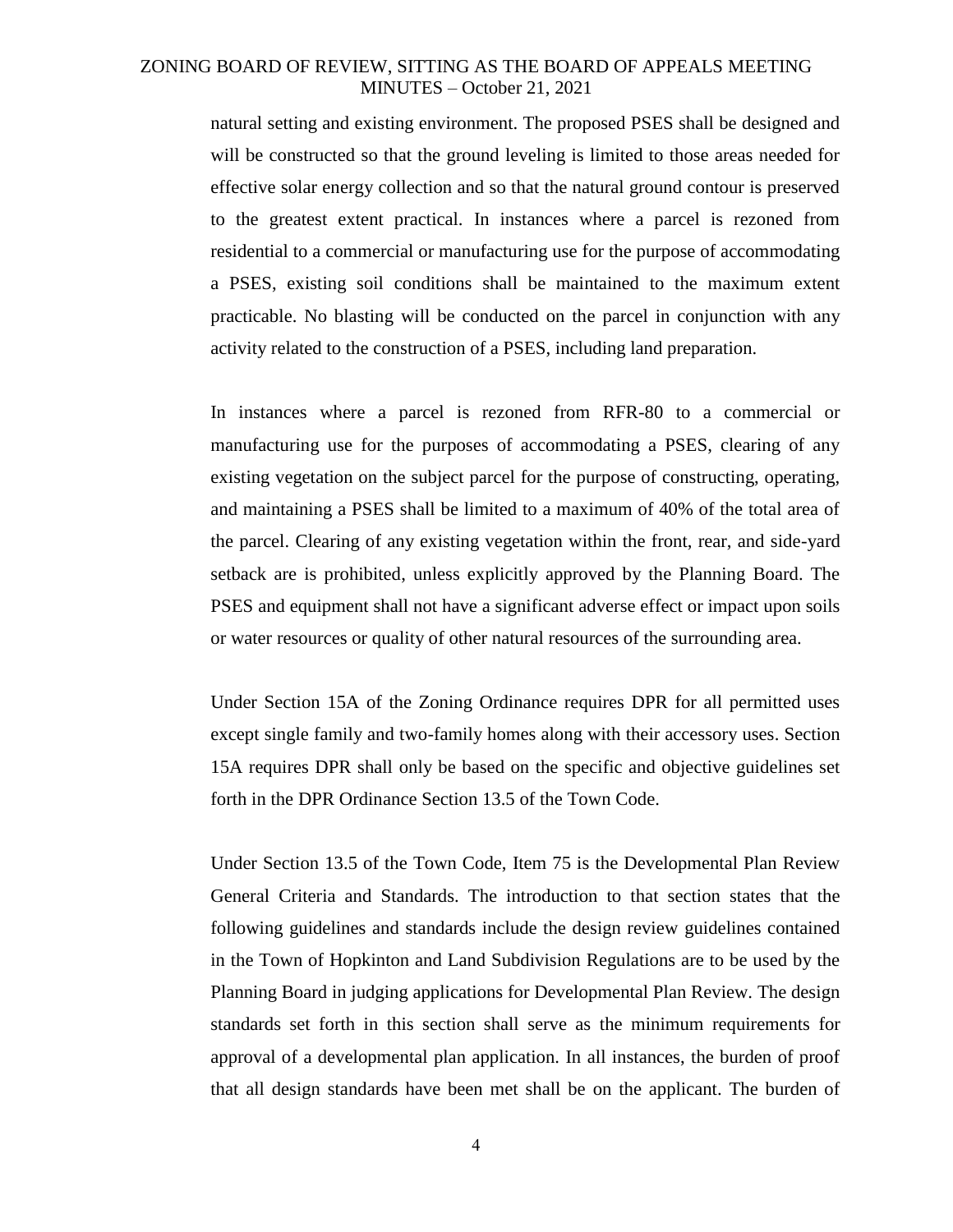natural setting and existing environment. The proposed PSES shall be designed and will be constructed so that the ground leveling is limited to those areas needed for effective solar energy collection and so that the natural ground contour is preserved to the greatest extent practical. In instances where a parcel is rezoned from residential to a commercial or manufacturing use for the purpose of accommodating a PSES, existing soil conditions shall be maintained to the maximum extent practicable. No blasting will be conducted on the parcel in conjunction with any activity related to the construction of a PSES, including land preparation.

In instances where a parcel is rezoned from RFR-80 to a commercial or manufacturing use for the purposes of accommodating a PSES, clearing of any existing vegetation on the subject parcel for the purpose of constructing, operating, and maintaining a PSES shall be limited to a maximum of 40% of the total area of the parcel. Clearing of any existing vegetation within the front, rear, and side-yard setback are is prohibited, unless explicitly approved by the Planning Board. The PSES and equipment shall not have a significant adverse effect or impact upon soils or water resources or quality of other natural resources of the surrounding area.

Under Section 15A of the Zoning Ordinance requires DPR for all permitted uses except single family and two-family homes along with their accessory uses. Section 15A requires DPR shall only be based on the specific and objective guidelines set forth in the DPR Ordinance Section 13.5 of the Town Code.

Under Section 13.5 of the Town Code, Item 75 is the Developmental Plan Review General Criteria and Standards. The introduction to that section states that the following guidelines and standards include the design review guidelines contained in the Town of Hopkinton and Land Subdivision Regulations are to be used by the Planning Board in judging applications for Developmental Plan Review. The design standards set forth in this section shall serve as the minimum requirements for approval of a developmental plan application. In all instances, the burden of proof that all design standards have been met shall be on the applicant. The burden of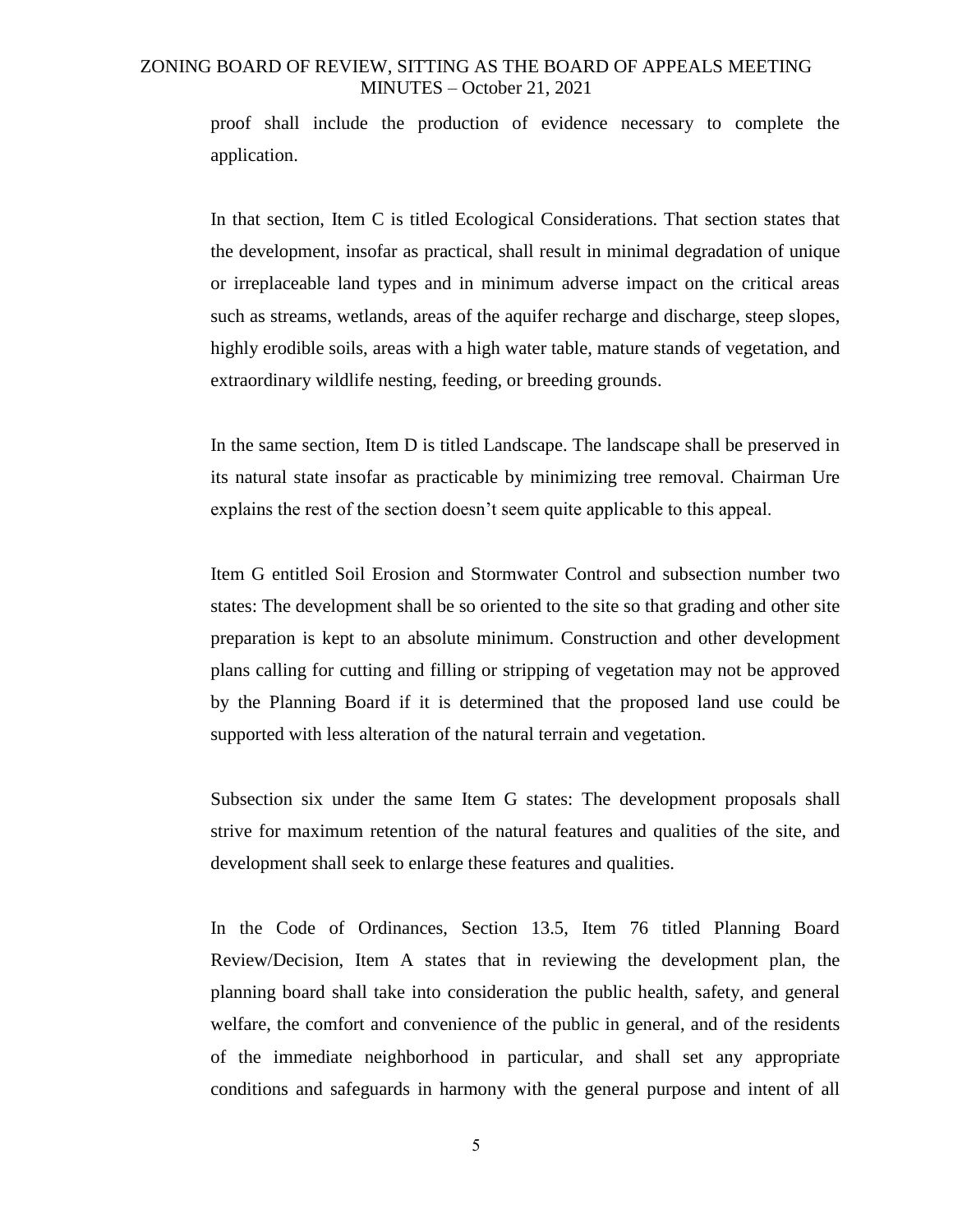proof shall include the production of evidence necessary to complete the application.

In that section, Item C is titled Ecological Considerations. That section states that the development, insofar as practical, shall result in minimal degradation of unique or irreplaceable land types and in minimum adverse impact on the critical areas such as streams, wetlands, areas of the aquifer recharge and discharge, steep slopes, highly erodible soils, areas with a high water table, mature stands of vegetation, and extraordinary wildlife nesting, feeding, or breeding grounds.

In the same section, Item D is titled Landscape. The landscape shall be preserved in its natural state insofar as practicable by minimizing tree removal. Chairman Ure explains the rest of the section doesn't seem quite applicable to this appeal.

Item G entitled Soil Erosion and Stormwater Control and subsection number two states: The development shall be so oriented to the site so that grading and other site preparation is kept to an absolute minimum. Construction and other development plans calling for cutting and filling or stripping of vegetation may not be approved by the Planning Board if it is determined that the proposed land use could be supported with less alteration of the natural terrain and vegetation.

Subsection six under the same Item G states: The development proposals shall strive for maximum retention of the natural features and qualities of the site, and development shall seek to enlarge these features and qualities.

In the Code of Ordinances, Section 13.5, Item 76 titled Planning Board Review/Decision, Item A states that in reviewing the development plan, the planning board shall take into consideration the public health, safety, and general welfare, the comfort and convenience of the public in general, and of the residents of the immediate neighborhood in particular, and shall set any appropriate conditions and safeguards in harmony with the general purpose and intent of all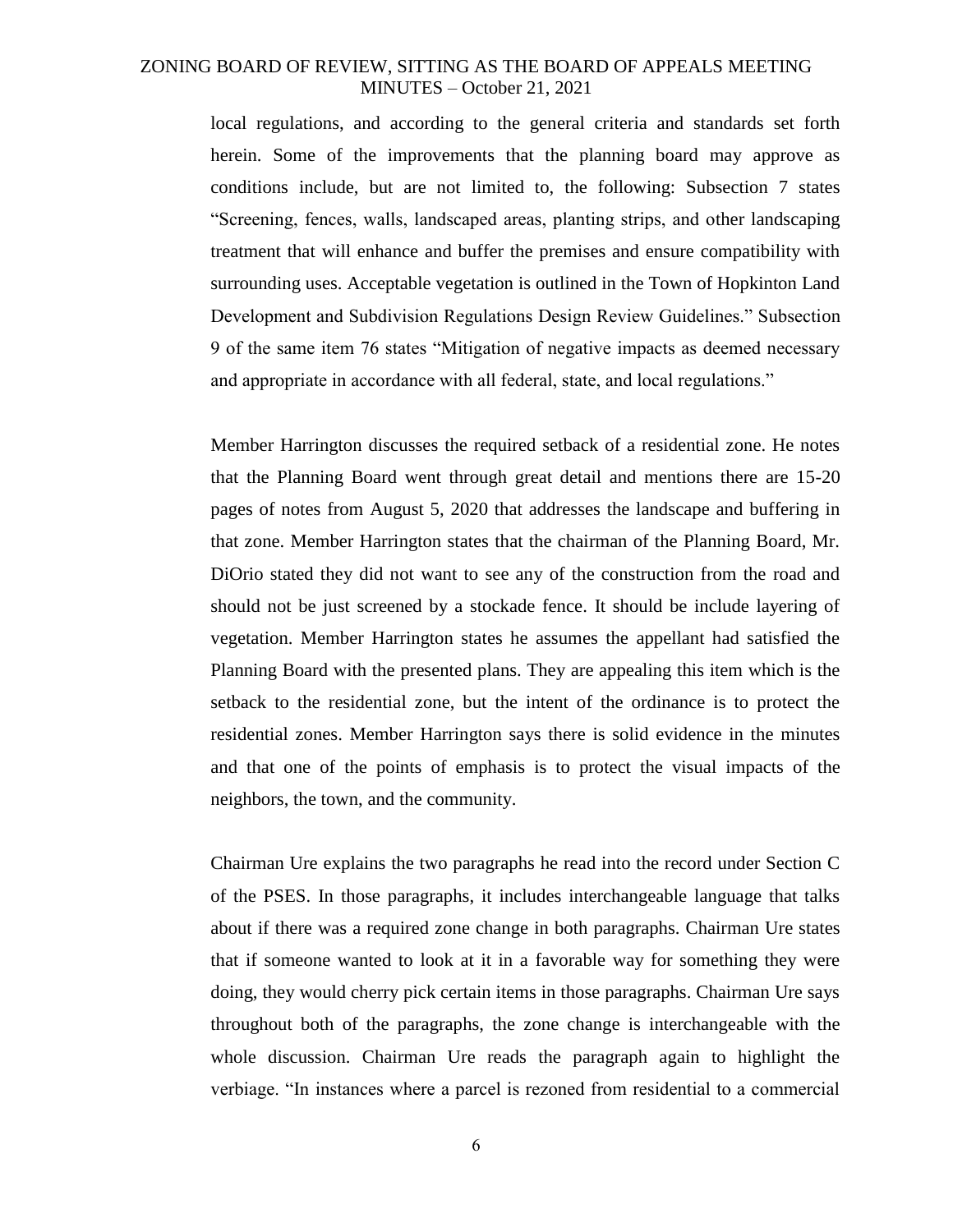local regulations, and according to the general criteria and standards set forth herein. Some of the improvements that the planning board may approve as conditions include, but are not limited to, the following: Subsection 7 states "Screening, fences, walls, landscaped areas, planting strips, and other landscaping treatment that will enhance and buffer the premises and ensure compatibility with surrounding uses. Acceptable vegetation is outlined in the Town of Hopkinton Land Development and Subdivision Regulations Design Review Guidelines." Subsection 9 of the same item 76 states "Mitigation of negative impacts as deemed necessary and appropriate in accordance with all federal, state, and local regulations."

Member Harrington discusses the required setback of a residential zone. He notes that the Planning Board went through great detail and mentions there are 15-20 pages of notes from August 5, 2020 that addresses the landscape and buffering in that zone. Member Harrington states that the chairman of the Planning Board, Mr. DiOrio stated they did not want to see any of the construction from the road and should not be just screened by a stockade fence. It should be include layering of vegetation. Member Harrington states he assumes the appellant had satisfied the Planning Board with the presented plans. They are appealing this item which is the setback to the residential zone, but the intent of the ordinance is to protect the residential zones. Member Harrington says there is solid evidence in the minutes and that one of the points of emphasis is to protect the visual impacts of the neighbors, the town, and the community.

Chairman Ure explains the two paragraphs he read into the record under Section C of the PSES. In those paragraphs, it includes interchangeable language that talks about if there was a required zone change in both paragraphs. Chairman Ure states that if someone wanted to look at it in a favorable way for something they were doing, they would cherry pick certain items in those paragraphs. Chairman Ure says throughout both of the paragraphs, the zone change is interchangeable with the whole discussion. Chairman Ure reads the paragraph again to highlight the verbiage. "In instances where a parcel is rezoned from residential to a commercial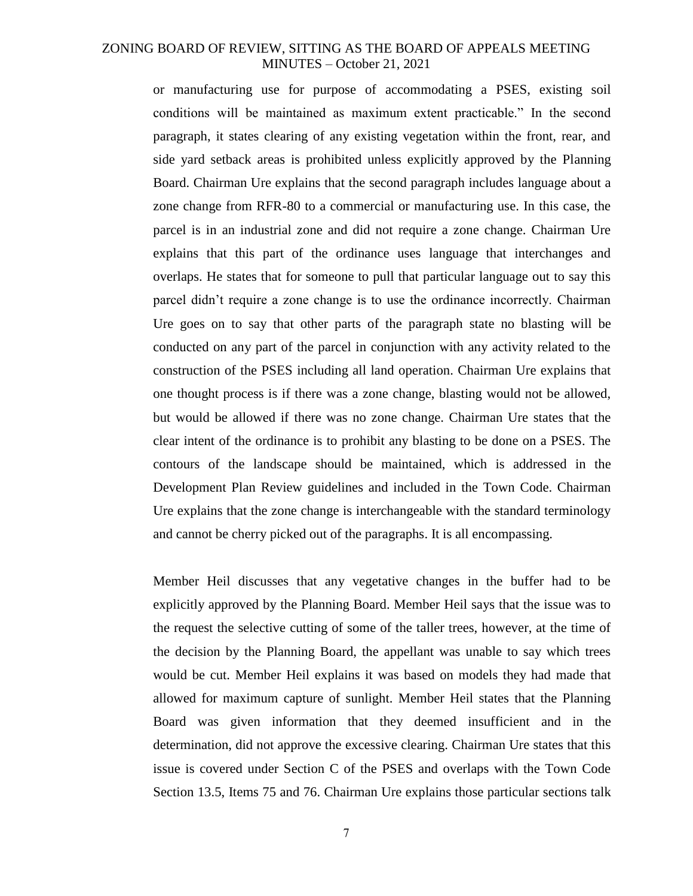or manufacturing use for purpose of accommodating a PSES, existing soil conditions will be maintained as maximum extent practicable." In the second paragraph, it states clearing of any existing vegetation within the front, rear, and side yard setback areas is prohibited unless explicitly approved by the Planning Board. Chairman Ure explains that the second paragraph includes language about a zone change from RFR-80 to a commercial or manufacturing use. In this case, the parcel is in an industrial zone and did not require a zone change. Chairman Ure explains that this part of the ordinance uses language that interchanges and overlaps. He states that for someone to pull that particular language out to say this parcel didn't require a zone change is to use the ordinance incorrectly. Chairman Ure goes on to say that other parts of the paragraph state no blasting will be conducted on any part of the parcel in conjunction with any activity related to the construction of the PSES including all land operation. Chairman Ure explains that one thought process is if there was a zone change, blasting would not be allowed, but would be allowed if there was no zone change. Chairman Ure states that the clear intent of the ordinance is to prohibit any blasting to be done on a PSES. The contours of the landscape should be maintained, which is addressed in the Development Plan Review guidelines and included in the Town Code. Chairman Ure explains that the zone change is interchangeable with the standard terminology and cannot be cherry picked out of the paragraphs. It is all encompassing.

Member Heil discusses that any vegetative changes in the buffer had to be explicitly approved by the Planning Board. Member Heil says that the issue was to the request the selective cutting of some of the taller trees, however, at the time of the decision by the Planning Board, the appellant was unable to say which trees would be cut. Member Heil explains it was based on models they had made that allowed for maximum capture of sunlight. Member Heil states that the Planning Board was given information that they deemed insufficient and in the determination, did not approve the excessive clearing. Chairman Ure states that this issue is covered under Section C of the PSES and overlaps with the Town Code Section 13.5, Items 75 and 76. Chairman Ure explains those particular sections talk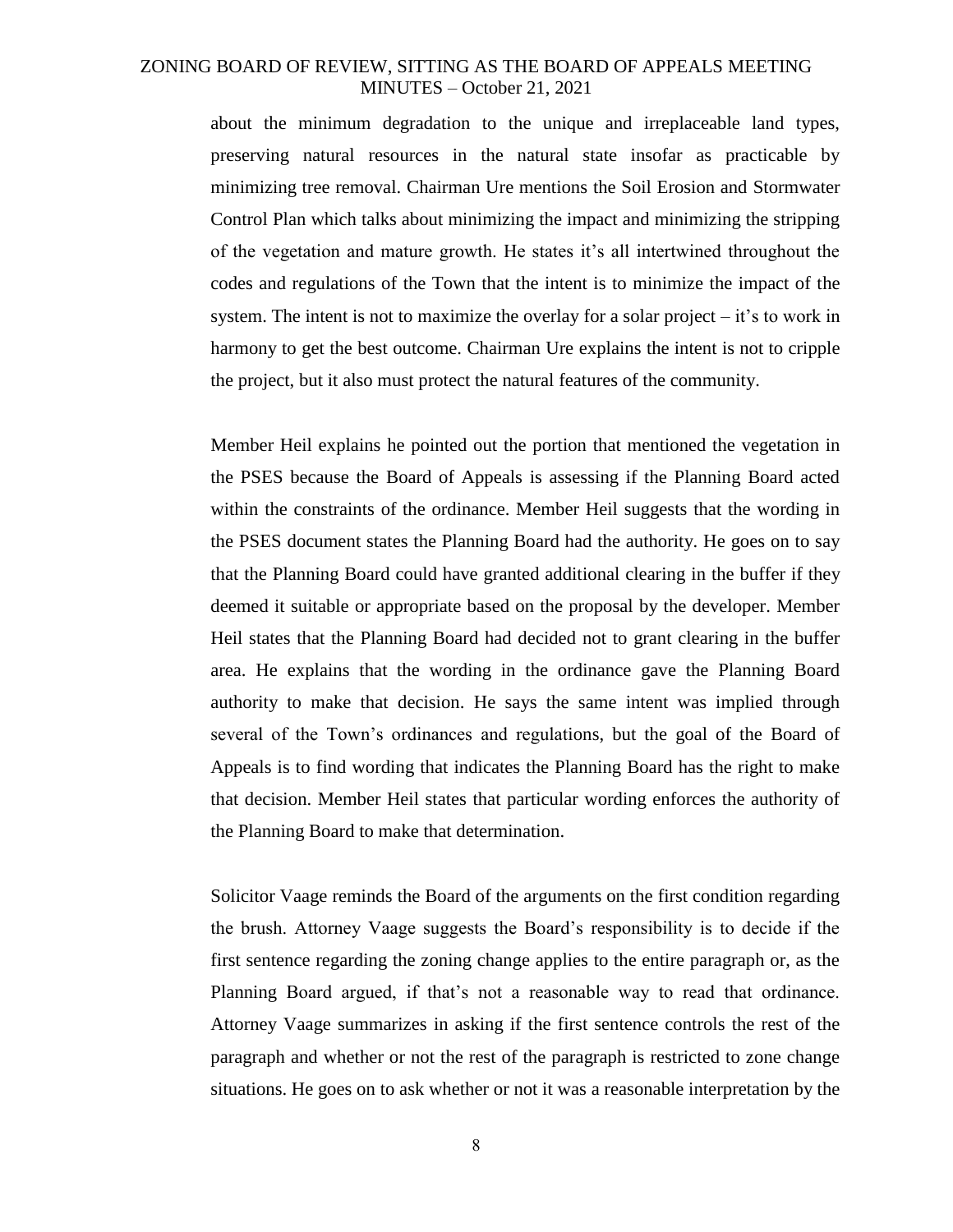about the minimum degradation to the unique and irreplaceable land types, preserving natural resources in the natural state insofar as practicable by minimizing tree removal. Chairman Ure mentions the Soil Erosion and Stormwater Control Plan which talks about minimizing the impact and minimizing the stripping of the vegetation and mature growth. He states it's all intertwined throughout the codes and regulations of the Town that the intent is to minimize the impact of the system. The intent is not to maximize the overlay for a solar project – it's to work in harmony to get the best outcome. Chairman Ure explains the intent is not to cripple the project, but it also must protect the natural features of the community.

Member Heil explains he pointed out the portion that mentioned the vegetation in the PSES because the Board of Appeals is assessing if the Planning Board acted within the constraints of the ordinance. Member Heil suggests that the wording in the PSES document states the Planning Board had the authority. He goes on to say that the Planning Board could have granted additional clearing in the buffer if they deemed it suitable or appropriate based on the proposal by the developer. Member Heil states that the Planning Board had decided not to grant clearing in the buffer area. He explains that the wording in the ordinance gave the Planning Board authority to make that decision. He says the same intent was implied through several of the Town's ordinances and regulations, but the goal of the Board of Appeals is to find wording that indicates the Planning Board has the right to make that decision. Member Heil states that particular wording enforces the authority of the Planning Board to make that determination.

Solicitor Vaage reminds the Board of the arguments on the first condition regarding the brush. Attorney Vaage suggests the Board's responsibility is to decide if the first sentence regarding the zoning change applies to the entire paragraph or, as the Planning Board argued, if that's not a reasonable way to read that ordinance. Attorney Vaage summarizes in asking if the first sentence controls the rest of the paragraph and whether or not the rest of the paragraph is restricted to zone change situations. He goes on to ask whether or not it was a reasonable interpretation by the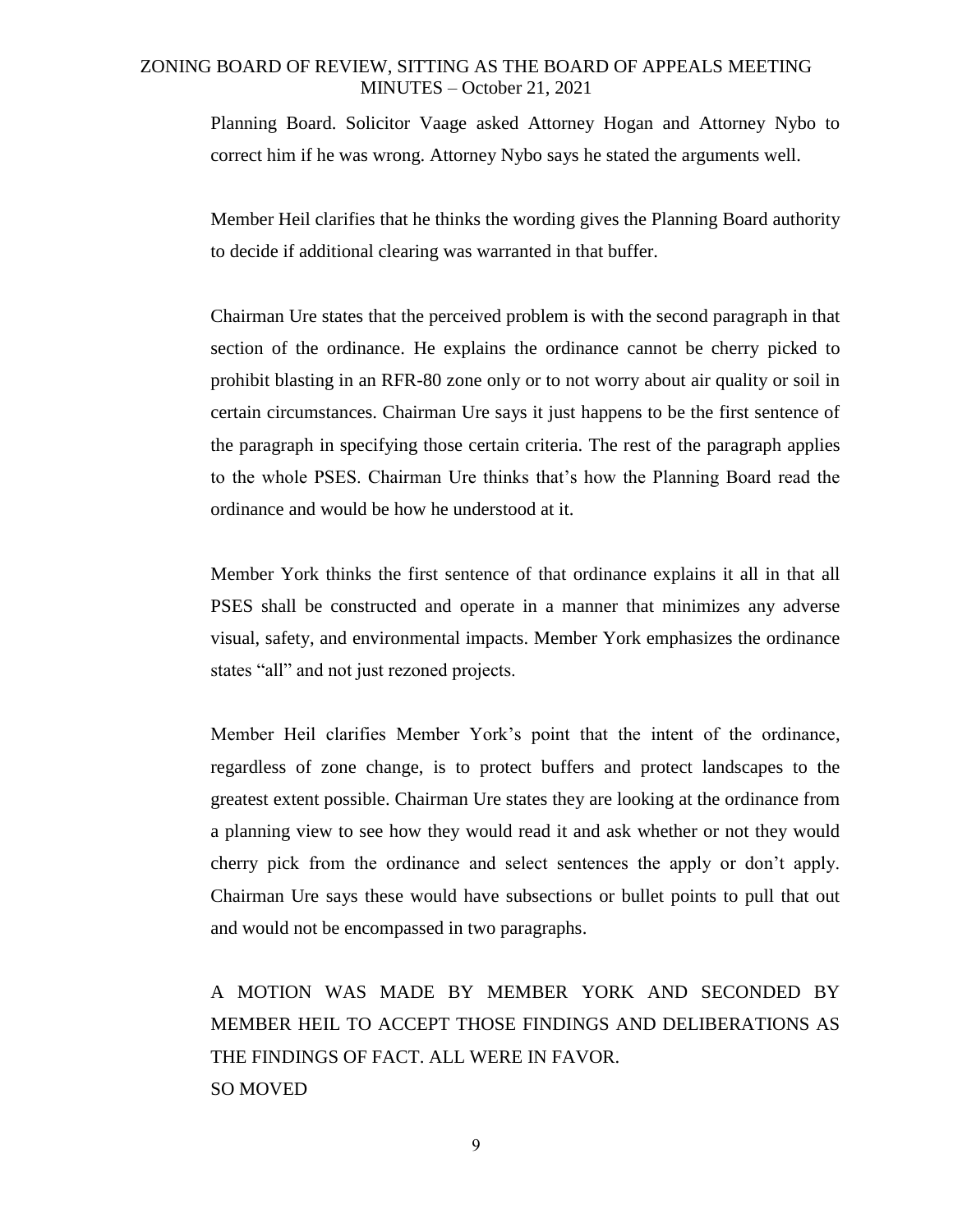Planning Board. Solicitor Vaage asked Attorney Hogan and Attorney Nybo to correct him if he was wrong. Attorney Nybo says he stated the arguments well.

Member Heil clarifies that he thinks the wording gives the Planning Board authority to decide if additional clearing was warranted in that buffer.

Chairman Ure states that the perceived problem is with the second paragraph in that section of the ordinance. He explains the ordinance cannot be cherry picked to prohibit blasting in an RFR-80 zone only or to not worry about air quality or soil in certain circumstances. Chairman Ure says it just happens to be the first sentence of the paragraph in specifying those certain criteria. The rest of the paragraph applies to the whole PSES. Chairman Ure thinks that's how the Planning Board read the ordinance and would be how he understood at it.

Member York thinks the first sentence of that ordinance explains it all in that all PSES shall be constructed and operate in a manner that minimizes any adverse visual, safety, and environmental impacts. Member York emphasizes the ordinance states "all" and not just rezoned projects.

Member Heil clarifies Member York's point that the intent of the ordinance, regardless of zone change, is to protect buffers and protect landscapes to the greatest extent possible. Chairman Ure states they are looking at the ordinance from a planning view to see how they would read it and ask whether or not they would cherry pick from the ordinance and select sentences the apply or don't apply. Chairman Ure says these would have subsections or bullet points to pull that out and would not be encompassed in two paragraphs.

A MOTION WAS MADE BY MEMBER YORK AND SECONDED BY MEMBER HEIL TO ACCEPT THOSE FINDINGS AND DELIBERATIONS AS THE FINDINGS OF FACT. ALL WERE IN FAVOR.
SO MOVED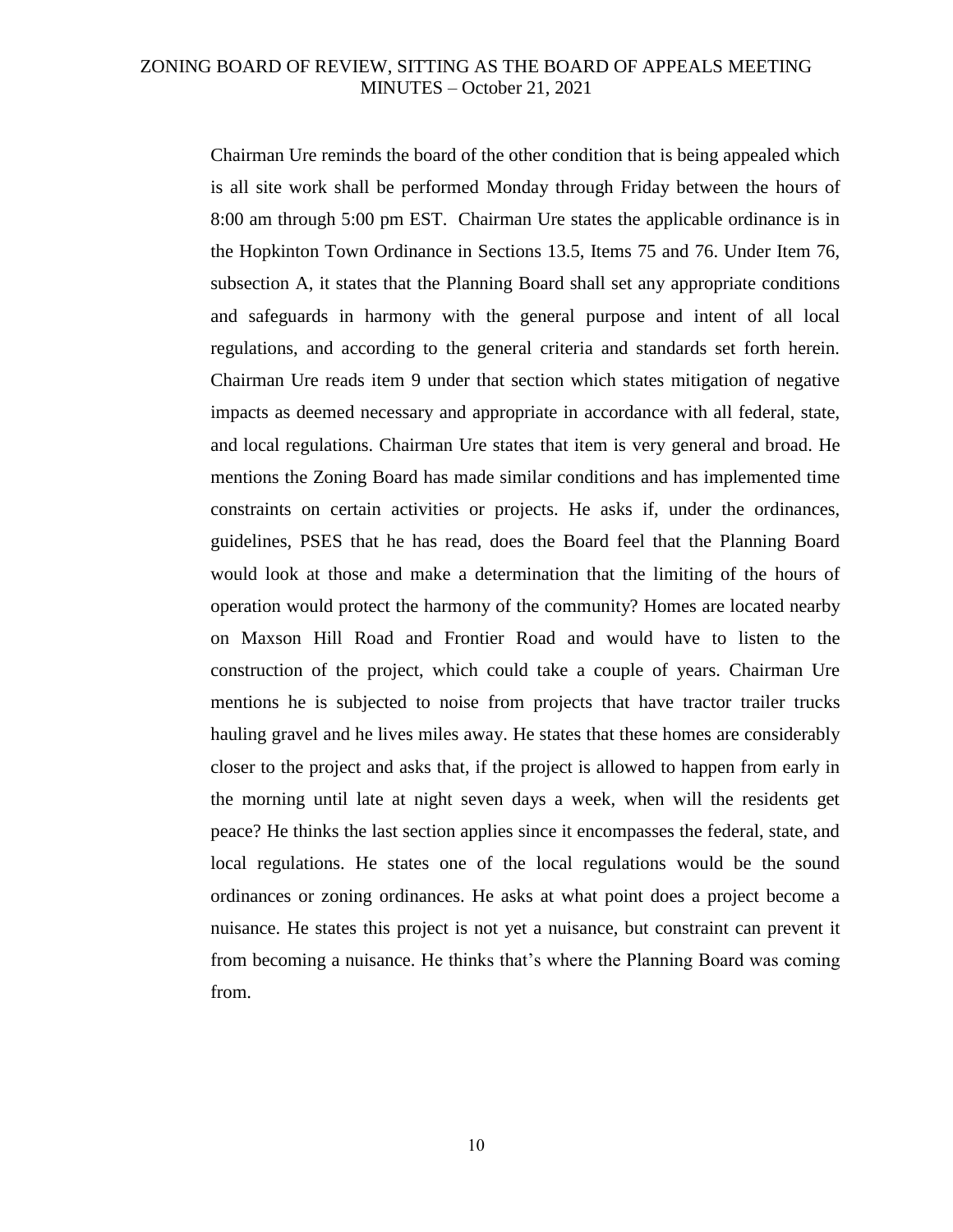Chairman Ure reminds the board of the other condition that is being appealed which is all site work shall be performed Monday through Friday between the hours of 8:00 am through 5:00 pm EST. Chairman Ure states the applicable ordinance is in the Hopkinton Town Ordinance in Sections 13.5, Items 75 and 76. Under Item 76, subsection A, it states that the Planning Board shall set any appropriate conditions and safeguards in harmony with the general purpose and intent of all local regulations, and according to the general criteria and standards set forth herein. Chairman Ure reads item 9 under that section which states mitigation of negative impacts as deemed necessary and appropriate in accordance with all federal, state, and local regulations. Chairman Ure states that item is very general and broad. He mentions the Zoning Board has made similar conditions and has implemented time constraints on certain activities or projects. He asks if, under the ordinances, guidelines, PSES that he has read, does the Board feel that the Planning Board would look at those and make a determination that the limiting of the hours of operation would protect the harmony of the community? Homes are located nearby on Maxson Hill Road and Frontier Road and would have to listen to the construction of the project, which could take a couple of years. Chairman Ure mentions he is subjected to noise from projects that have tractor trailer trucks hauling gravel and he lives miles away. He states that these homes are considerably closer to the project and asks that, if the project is allowed to happen from early in the morning until late at night seven days a week, when will the residents get peace? He thinks the last section applies since it encompasses the federal, state, and local regulations. He states one of the local regulations would be the sound ordinances or zoning ordinances. He asks at what point does a project become a nuisance. He states this project is not yet a nuisance, but constraint can prevent it from becoming a nuisance. He thinks that's where the Planning Board was coming from.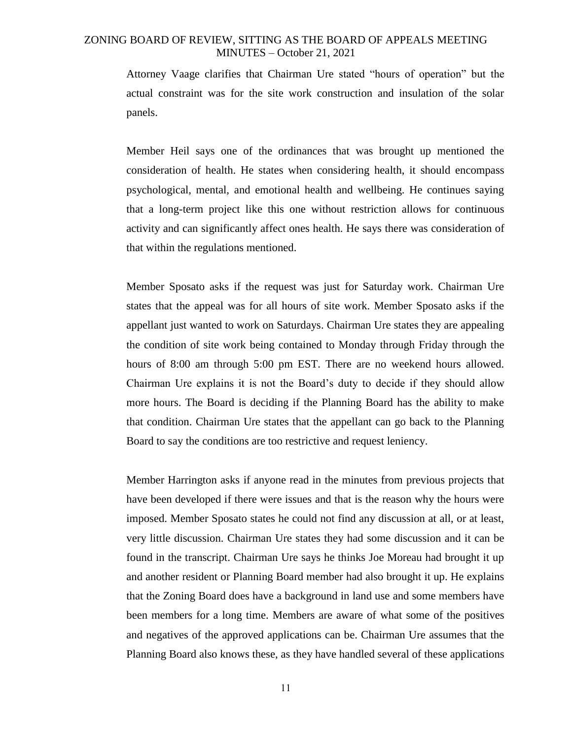Attorney Vaage clarifies that Chairman Ure stated "hours of operation" but the actual constraint was for the site work construction and insulation of the solar panels.

Member Heil says one of the ordinances that was brought up mentioned the consideration of health. He states when considering health, it should encompass psychological, mental, and emotional health and wellbeing. He continues saying that a long-term project like this one without restriction allows for continuous activity and can significantly affect ones health. He says there was consideration of that within the regulations mentioned.

Member Sposato asks if the request was just for Saturday work. Chairman Ure states that the appeal was for all hours of site work. Member Sposato asks if the appellant just wanted to work on Saturdays. Chairman Ure states they are appealing the condition of site work being contained to Monday through Friday through the hours of 8:00 am through 5:00 pm EST. There are no weekend hours allowed. Chairman Ure explains it is not the Board's duty to decide if they should allow more hours. The Board is deciding if the Planning Board has the ability to make that condition. Chairman Ure states that the appellant can go back to the Planning Board to say the conditions are too restrictive and request leniency.

Member Harrington asks if anyone read in the minutes from previous projects that have been developed if there were issues and that is the reason why the hours were imposed. Member Sposato states he could not find any discussion at all, or at least, very little discussion. Chairman Ure states they had some discussion and it can be found in the transcript. Chairman Ure says he thinks Joe Moreau had brought it up and another resident or Planning Board member had also brought it up. He explains that the Zoning Board does have a background in land use and some members have been members for a long time. Members are aware of what some of the positives and negatives of the approved applications can be. Chairman Ure assumes that the Planning Board also knows these, as they have handled several of these applications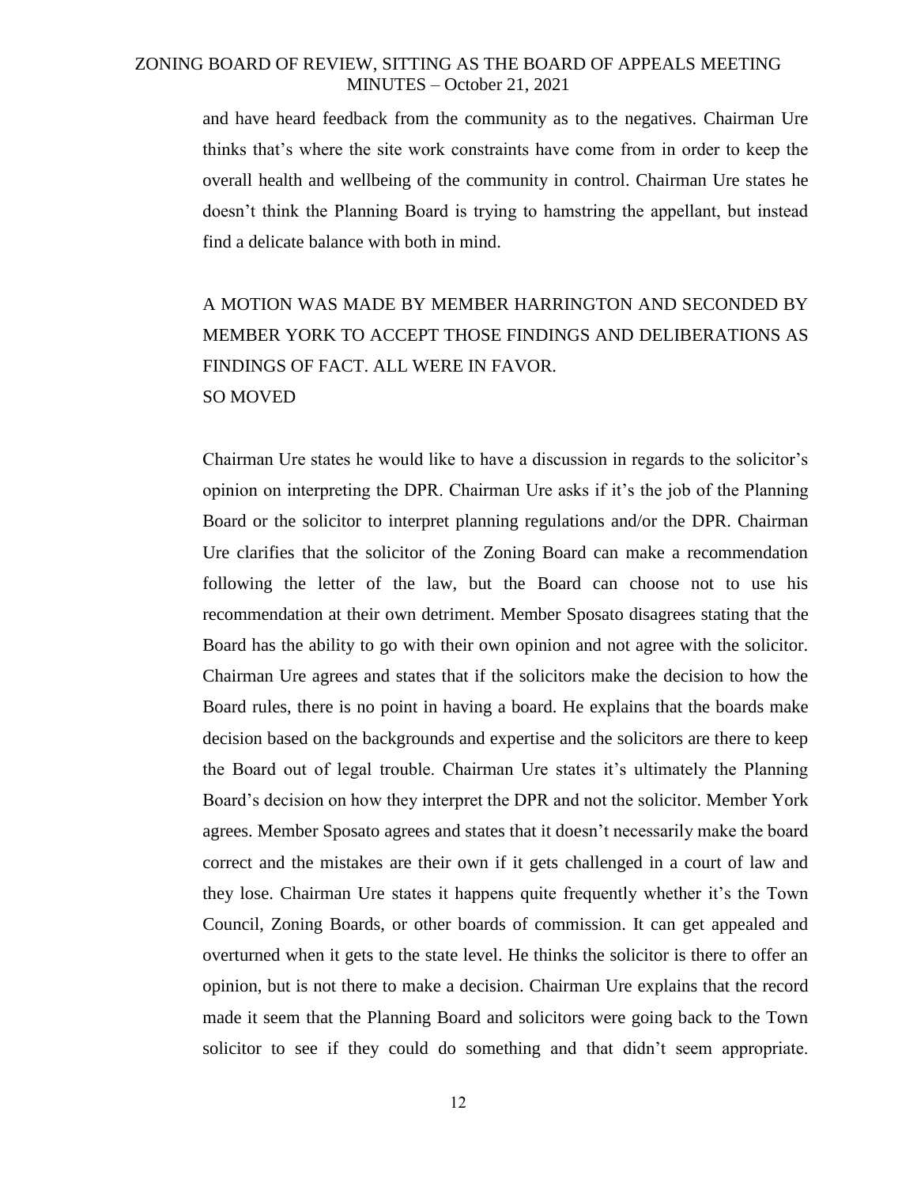and have heard feedback from the community as to the negatives. Chairman Ure thinks that's where the site work constraints have come from in order to keep the overall health and wellbeing of the community in control. Chairman Ure states he doesn't think the Planning Board is trying to hamstring the appellant, but instead find a delicate balance with both in mind.

A MOTION WAS MADE BY MEMBER HARRINGTON AND SECONDED BY MEMBER YORK TO ACCEPT THOSE FINDINGS AND DELIBERATIONS AS FINDINGS OF FACT. ALL WERE IN FAVOR.
SO MOVED

Chairman Ure states he would like to have a discussion in regards to the solicitor's opinion on interpreting the DPR. Chairman Ure asks if it's the job of the Planning Board or the solicitor to interpret planning regulations and/or the DPR. Chairman Ure clarifies that the solicitor of the Zoning Board can make a recommendation following the letter of the law, but the Board can choose not to use his recommendation at their own detriment. Member Sposato disagrees stating that the Board has the ability to go with their own opinion and not agree with the solicitor. Chairman Ure agrees and states that if the solicitors make the decision to how the Board rules, there is no point in having a board. He explains that the boards make decision based on the backgrounds and expertise and the solicitors are there to keep the Board out of legal trouble. Chairman Ure states it's ultimately the Planning Board's decision on how they interpret the DPR and not the solicitor. Member York agrees. Member Sposato agrees and states that it doesn't necessarily make the board correct and the mistakes are their own if it gets challenged in a court of law and they lose. Chairman Ure states it happens quite frequently whether it's the Town Council, Zoning Boards, or other boards of commission. It can get appealed and overturned when it gets to the state level. He thinks the solicitor is there to offer an opinion, but is not there to make a decision. Chairman Ure explains that the record made it seem that the Planning Board and solicitors were going back to the Town solicitor to see if they could do something and that didn't seem appropriate.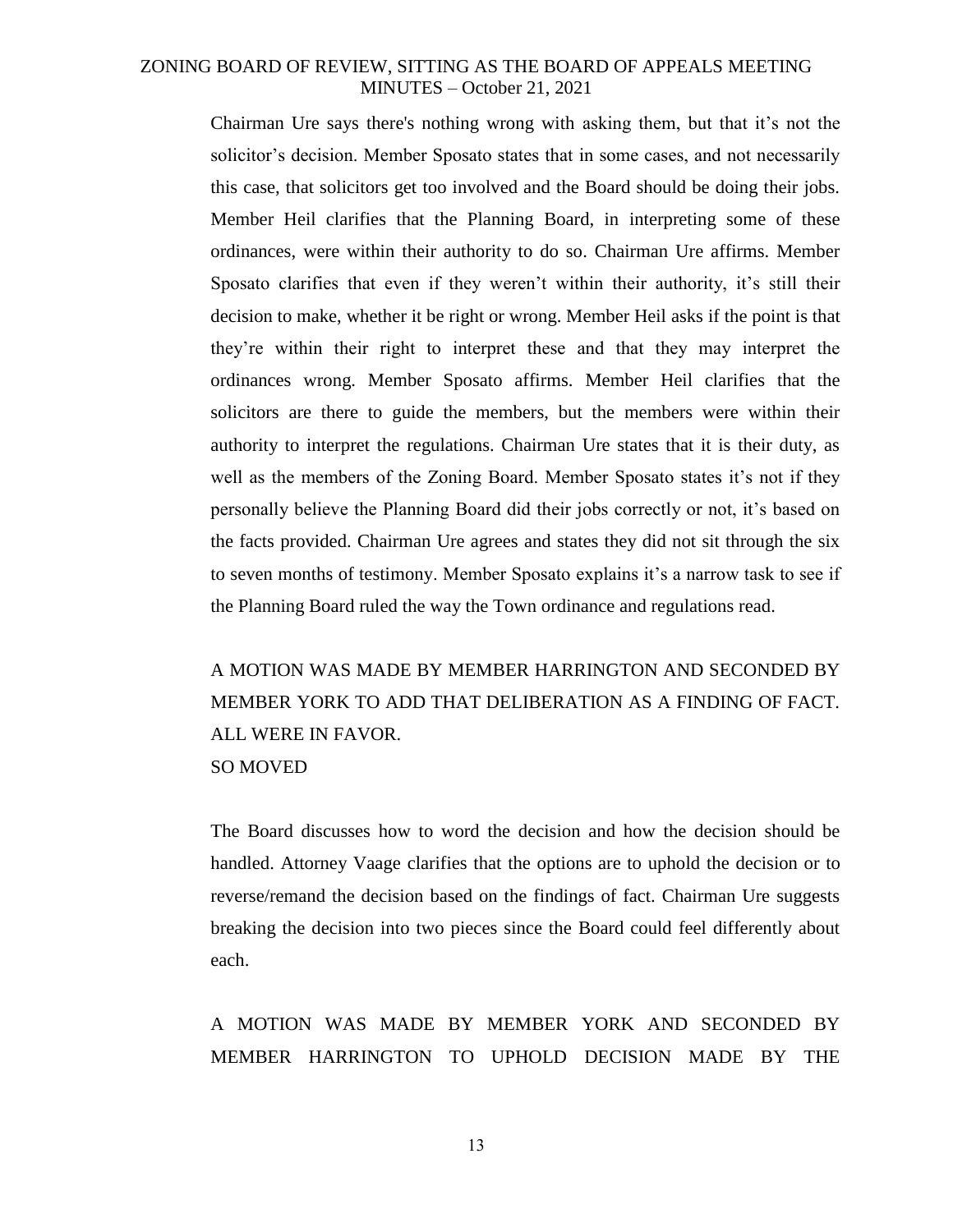Chairman Ure says there's nothing wrong with asking them, but that it's not the solicitor's decision. Member Sposato states that in some cases, and not necessarily this case, that solicitors get too involved and the Board should be doing their jobs. Member Heil clarifies that the Planning Board, in interpreting some of these ordinances, were within their authority to do so. Chairman Ure affirms. Member Sposato clarifies that even if they weren't within their authority, it's still their decision to make, whether it be right or wrong. Member Heil asks if the point is that they're within their right to interpret these and that they may interpret the ordinances wrong. Member Sposato affirms. Member Heil clarifies that the solicitors are there to guide the members, but the members were within their authority to interpret the regulations. Chairman Ure states that it is their duty, as well as the members of the Zoning Board. Member Sposato states it's not if they personally believe the Planning Board did their jobs correctly or not, it's based on the facts provided. Chairman Ure agrees and states they did not sit through the six to seven months of testimony. Member Sposato explains it's a narrow task to see if the Planning Board ruled the way the Town ordinance and regulations read.

A MOTION WAS MADE BY MEMBER HARRINGTON AND SECONDED BY MEMBER YORK TO ADD THAT DELIBERATION AS A FINDING OF FACT. ALL WERE IN FAVOR.
SO MOVED

The Board discusses how to word the decision and how the decision should be handled. Attorney Vaage clarifies that the options are to uphold the decision or to reverse/remand the decision based on the findings of fact. Chairman Ure suggests breaking the decision into two pieces since the Board could feel differently about each.

A MOTION WAS MADE BY MEMBER YORK AND SECONDED BY MEMBER HARRINGTON TO UPHOLD DECISION MADE BY THE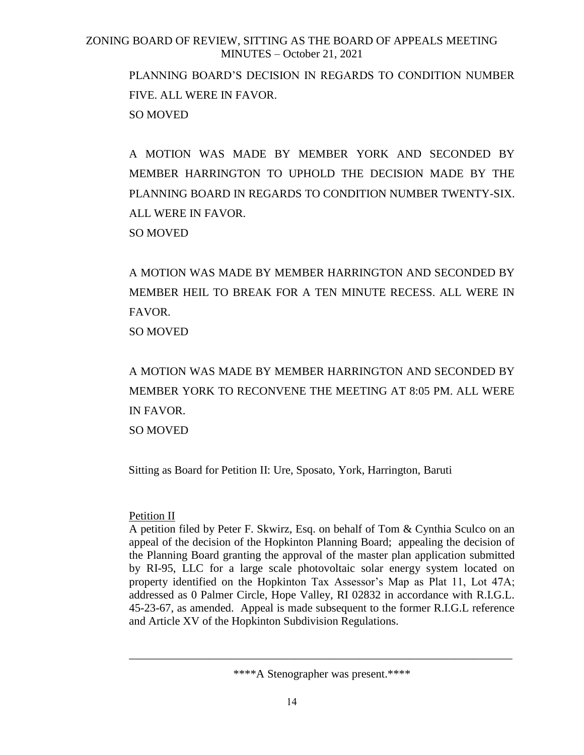PLANNING BOARD'S DECISION IN REGARDS TO CONDITION NUMBER FIVE. ALL WERE IN FAVOR.

SO MOVED

A MOTION WAS MADE BY MEMBER YORK AND SECONDED BY MEMBER HARRINGTON TO UPHOLD THE DECISION MADE BY THE PLANNING BOARD IN REGARDS TO CONDITION NUMBER TWENTY-SIX. ALL WERE IN FAVOR.

SO MOVED

A MOTION WAS MADE BY MEMBER HARRINGTON AND SECONDED BY MEMBER HEIL TO BREAK FOR A TEN MINUTE RECESS. ALL WERE IN FAVOR.

SO MOVED

A MOTION WAS MADE BY MEMBER HARRINGTON AND SECONDED BY MEMBER YORK TO RECONVENE THE MEETING AT 8:05 PM. ALL WERE IN FAVOR.

SO MOVED

Sitting as Board for Petition II: Ure, Sposato, York, Harrington, Baruti

Petition II

A petition filed by Peter F. Skwirz, Esq. on behalf of Tom & Cynthia Sculco on an appeal of the decision of the Hopkinton Planning Board; appealing the decision of the Planning Board granting the approval of the master plan application submitted by RI-95, LLC for a large scale photovoltaic solar energy system located on property identified on the Hopkinton Tax Assessor's Map as Plat 11, Lot 47A; addressed as 0 Palmer Circle, Hope Valley, RI 02832 in accordance with R.I.G.L. 45-23-67, as amended. Appeal is made subsequent to the former R.I.G.L reference and Article XV of the Hopkinton Subdivision Regulations.

---

****A Stenographer was present.****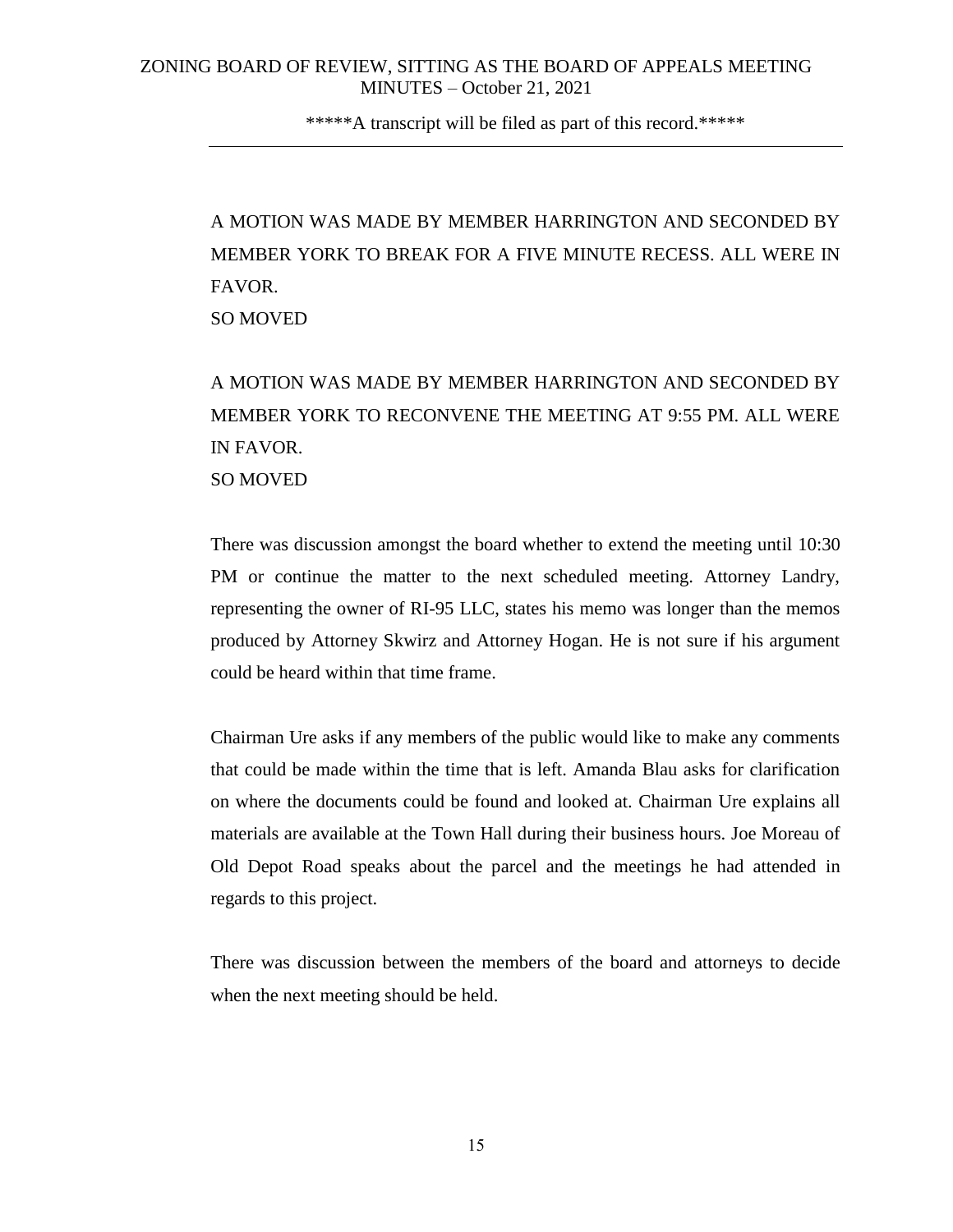A MOTION WAS MADE BY MEMBER HARRINGTON AND SECONDED BY MEMBER YORK TO BREAK FOR A FIVE MINUTE RECESS. ALL WERE IN FAVOR.
SO MOVED

A MOTION WAS MADE BY MEMBER HARRINGTON AND SECONDED BY MEMBER YORK TO RECONVENE THE MEETING AT 9:55 PM. ALL WERE IN FAVOR.
SO MOVED

There was discussion amongst the board whether to extend the meeting until 10:30 PM or continue the matter to the next scheduled meeting. Attorney Landry, representing the owner of RI-95 LLC, states his memo was longer than the memos produced by Attorney Skwirz and Attorney Hogan. He is not sure if his argument could be heard within that time frame.

Chairman Ure asks if any members of the public would like to make any comments that could be made within the time that is left. Amanda Blau asks for clarification on where the documents could be found and looked at. Chairman Ure explains all materials are available at the Town Hall during their business hours. Joe Moreau of Old Depot Road speaks about the parcel and the meetings he had attended in regards to this project.

There was discussion between the members of the board and attorneys to decide when the next meeting should be held.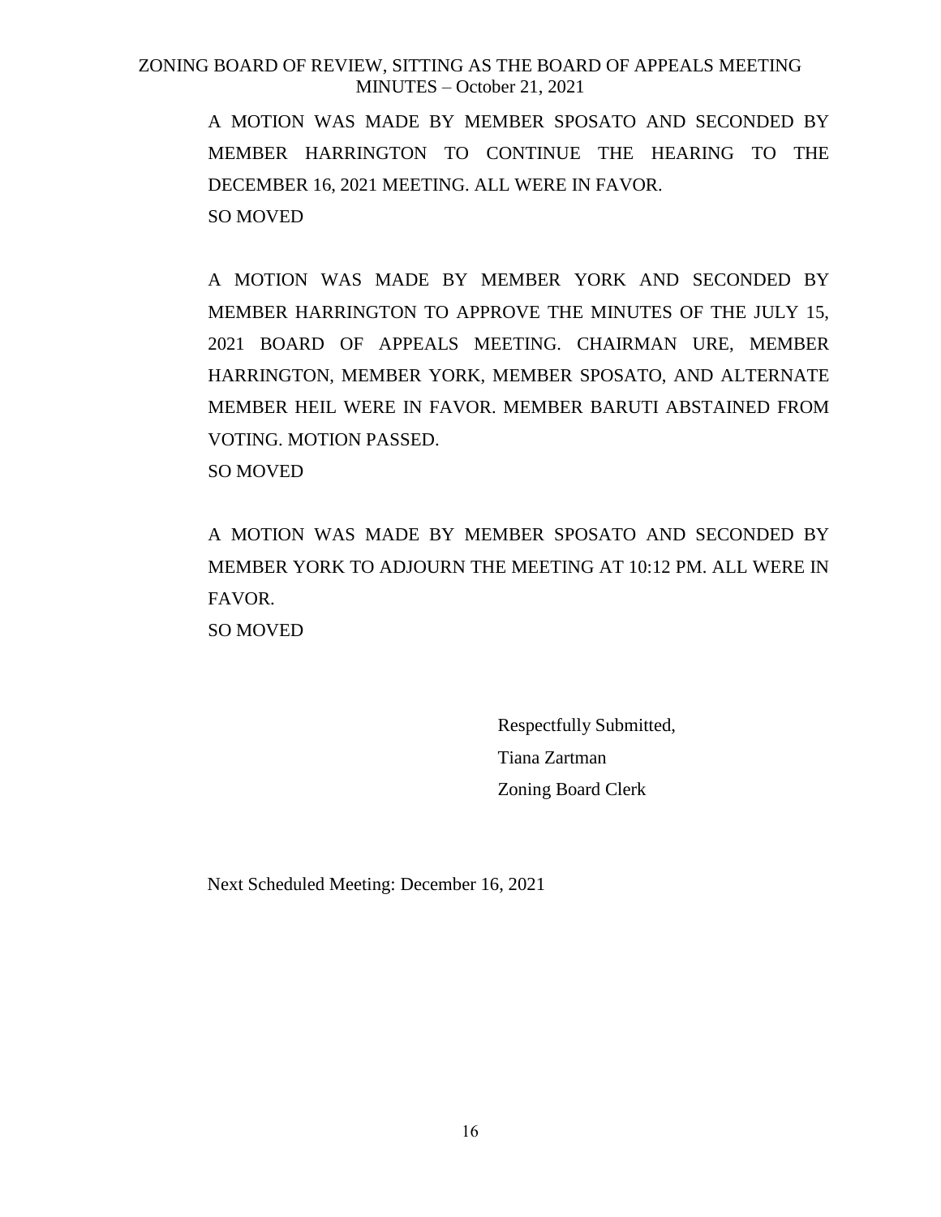A MOTION WAS MADE BY MEMBER SPOSATO AND SECONDED BY MEMBER HARRINGTON TO CONTINUE THE HEARING TO THE DECEMBER 16, 2021 MEETING. ALL WERE IN FAVOR.

SO MOVED

A MOTION WAS MADE BY MEMBER YORK AND SECONDED BY MEMBER HARRINGTON TO APPROVE THE MINUTES OF THE JULY 15, 2021 BOARD OF APPEALS MEETING. CHAIRMAN URE, MEMBER HARRINGTON, MEMBER YORK, MEMBER SPOSATO, AND ALTERNATE MEMBER HEIL WERE IN FAVOR. MEMBER BARUTI ABSTAINED FROM VOTING. MOTION PASSED.

SO MOVED

A MOTION WAS MADE BY MEMBER SPOSATO AND SECONDED BY MEMBER YORK TO ADJOURN THE MEETING AT 10:12 PM. ALL WERE IN FAVOR.

SO MOVED

Respectfully Submitted,
Tiana Zartman
Zoning Board Clerk

Next Scheduled Meeting: December 16, 2021